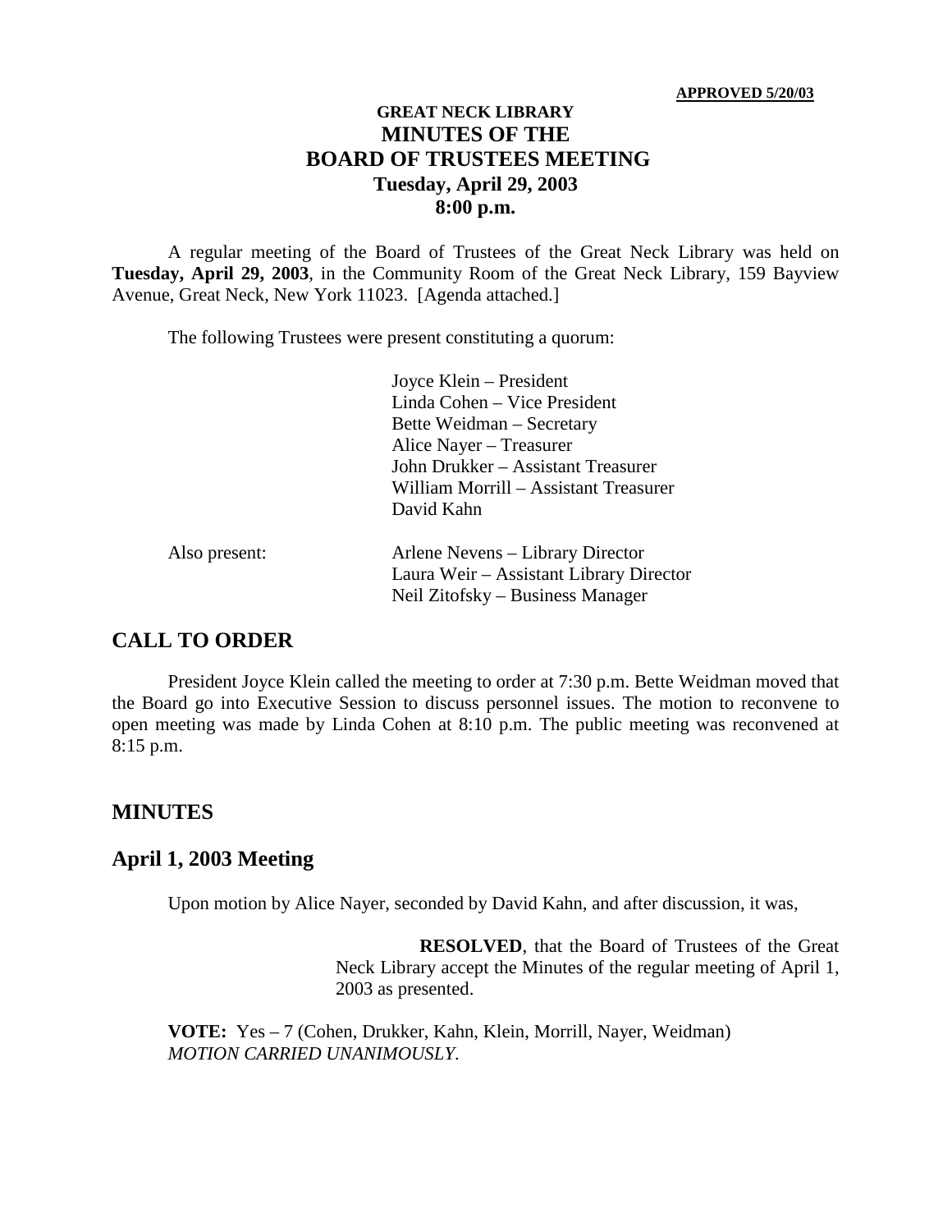**APPROVED 5/20/03**

# GREAT NECK LIBRARY
# MINUTES OF THE BOARD OF TRUSTEES MEETING
## Tuesday, April 29, 2003
## 8:00 p.m.

A regular meeting of the Board of Trustees of the Great Neck Library was held on **Tuesday, April 29, 2003**, in the Community Room of the Great Neck Library, 159 Bayview Avenue, Great Neck, New York 11023. [Agenda attached.]

The following Trustees were present constituting a quorum:

Joyce Klein – President
Linda Cohen – Vice President
Bette Weidman – Secretary
Alice Nayer – Treasurer
John Drukker – Assistant Treasurer
William Morrill – Assistant Treasurer
David Kahn

Also present:

Arlene Nevens – Library Director
Laura Weir – Assistant Library Director
Neil Zitofsky – Business Manager

## CALL TO ORDER

President Joyce Klein called the meeting to order at 7:30 p.m. Bette Weidman moved that the Board go into Executive Session to discuss personnel issues. The motion to reconvene to open meeting was made by Linda Cohen at 8:10 p.m. The public meeting was reconvened at 8:15 p.m.

## MINUTES

## April 1, 2003 Meeting

Upon motion by Alice Nayer, seconded by David Kahn, and after discussion, it was,

> **RESOLVED**, that the Board of Trustees of the Great Neck Library accept the Minutes of the regular meeting of April 1, 2003 as presented.

**VOTE:** Yes – 7 (Cohen, Drukker, Kahn, Klein, Morrill, Nayer, Weidman)
*MOTION CARRIED UNANIMOUSLY.*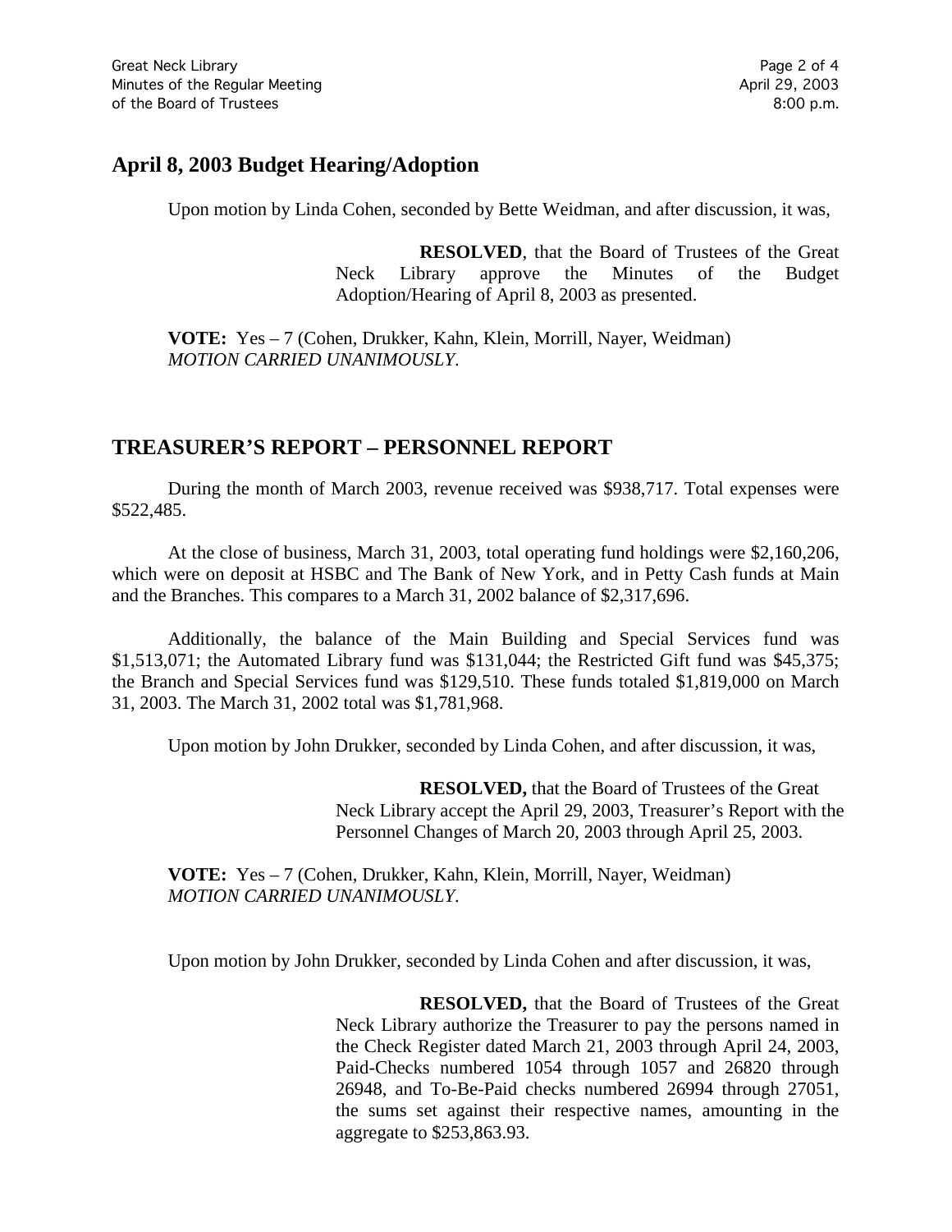## April 8, 2003 Budget Hearing/Adoption

Upon motion by Linda Cohen, seconded by Bette Weidman, and after discussion, it was,

> **RESOLVED**, that the Board of Trustees of the Great Neck Library approve the Minutes of the Budget Adoption/Hearing of April 8, 2003 as presented.

**VOTE:** Yes – 7 (Cohen, Drukker, Kahn, Klein, Morrill, Nayer, Weidman)
*MOTION CARRIED UNANIMOUSLY.*

## TREASURER'S REPORT – PERSONNEL REPORT

During the month of March 2003, revenue received was $938,717. Total expenses were $522,485.

At the close of business, March 31, 2003, total operating fund holdings were $2,160,206, which were on deposit at HSBC and The Bank of New York, and in Petty Cash funds at Main and the Branches. This compares to a March 31, 2002 balance of $2,317,696.

Additionally, the balance of the Main Building and Special Services fund was $1,513,071; the Automated Library fund was $131,044; the Restricted Gift fund was $45,375; the Branch and Special Services fund was $129,510. These funds totaled $1,819,000 on March 31, 2003. The March 31, 2002 total was $1,781,968.

Upon motion by John Drukker, seconded by Linda Cohen, and after discussion, it was,

> **RESOLVED,** that the Board of Trustees of the Great Neck Library accept the April 29, 2003, Treasurer's Report with the Personnel Changes of March 20, 2003 through April 25, 2003.

**VOTE:** Yes – 7 (Cohen, Drukker, Kahn, Klein, Morrill, Nayer, Weidman)
*MOTION CARRIED UNANIMOUSLY.*

Upon motion by John Drukker, seconded by Linda Cohen and after discussion, it was,

> **RESOLVED,** that the Board of Trustees of the Great Neck Library authorize the Treasurer to pay the persons named in the Check Register dated March 21, 2003 through April 24, 2003, Paid-Checks numbered 1054 through 1057 and 26820 through 26948, and To-Be-Paid checks numbered 26994 through 27051, the sums set against their respective names, amounting in the aggregate to $253,863.93.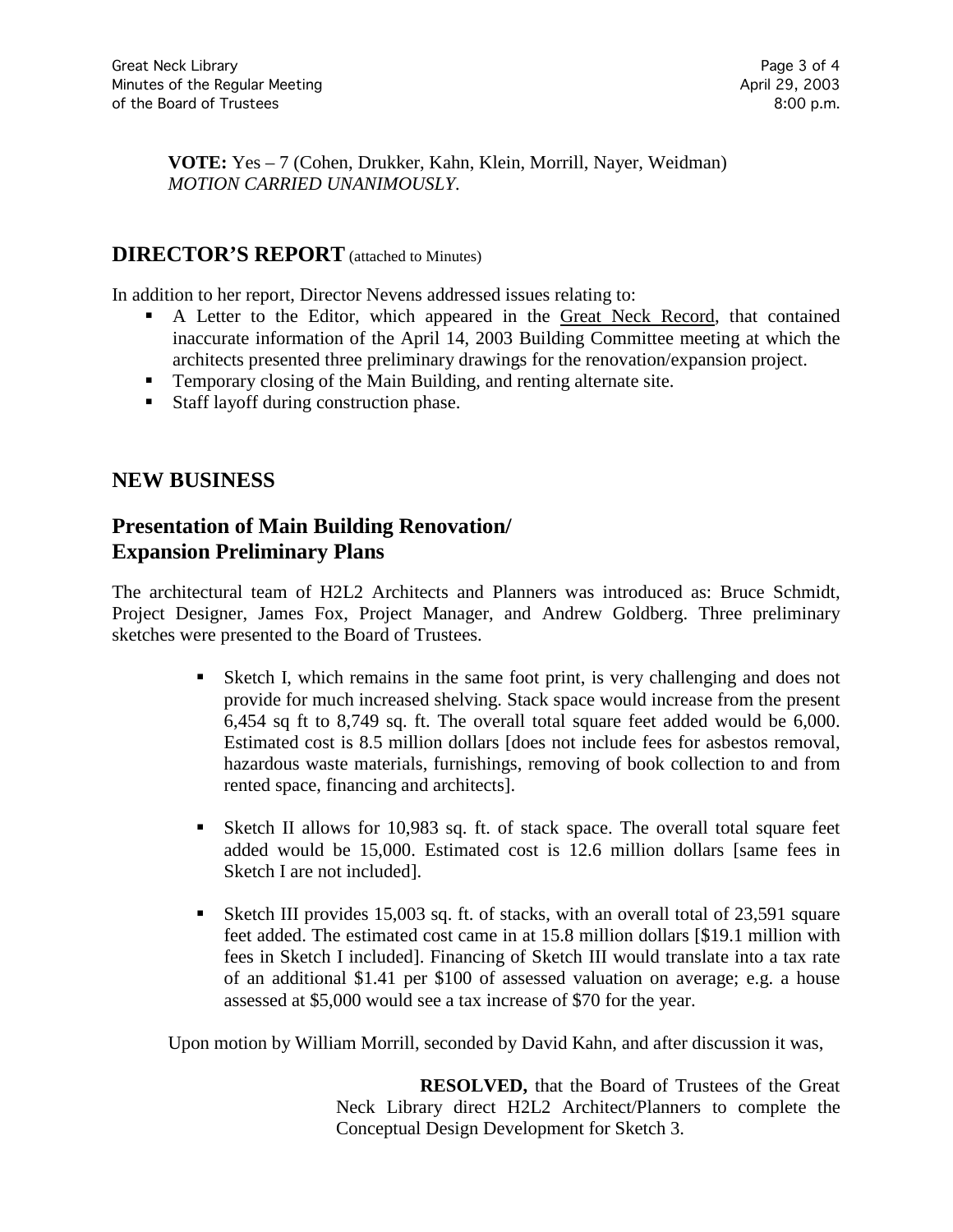**VOTE:** Yes – 7 (Cohen, Drukker, Kahn, Klein, Morrill, Nayer, Weidman)
*MOTION CARRIED UNANIMOUSLY.*

## DIRECTOR'S REPORT (attached to Minutes)

In addition to her report, Director Nevens addressed issues relating to:

- A Letter to the Editor, which appeared in the Great Neck Record, that contained inaccurate information of the April 14, 2003 Building Committee meeting at which the architects presented three preliminary drawings for the renovation/expansion project.
- Temporary closing of the Main Building, and renting alternate site.
- Staff layoff during construction phase.

## NEW BUSINESS

## Presentation of Main Building Renovation/ Expansion Preliminary Plans

The architectural team of H2L2 Architects and Planners was introduced as: Bruce Schmidt, Project Designer, James Fox, Project Manager, and Andrew Goldberg. Three preliminary sketches were presented to the Board of Trustees.

- Sketch I, which remains in the same foot print, is very challenging and does not provide for much increased shelving. Stack space would increase from the present 6,454 sq ft to 8,749 sq. ft. The overall total square feet added would be 6,000. Estimated cost is 8.5 million dollars [does not include fees for asbestos removal, hazardous waste materials, furnishings, removing of book collection to and from rented space, financing and architects].

- Sketch II allows for 10,983 sq. ft. of stack space. The overall total square feet added would be 15,000. Estimated cost is 12.6 million dollars [same fees in Sketch I are not included].

- Sketch III provides 15,003 sq. ft. of stacks, with an overall total of 23,591 square feet added. The estimated cost came in at 15.8 million dollars [$19.1 million with fees in Sketch I included]. Financing of Sketch III would translate into a tax rate of an additional $1.41 per $100 of assessed valuation on average; e.g. a house assessed at $5,000 would see a tax increase of $70 for the year.

Upon motion by William Morrill, seconded by David Kahn, and after discussion it was,

**RESOLVED,** that the Board of Trustees of the Great Neck Library direct H2L2 Architect/Planners to complete the Conceptual Design Development for Sketch 3.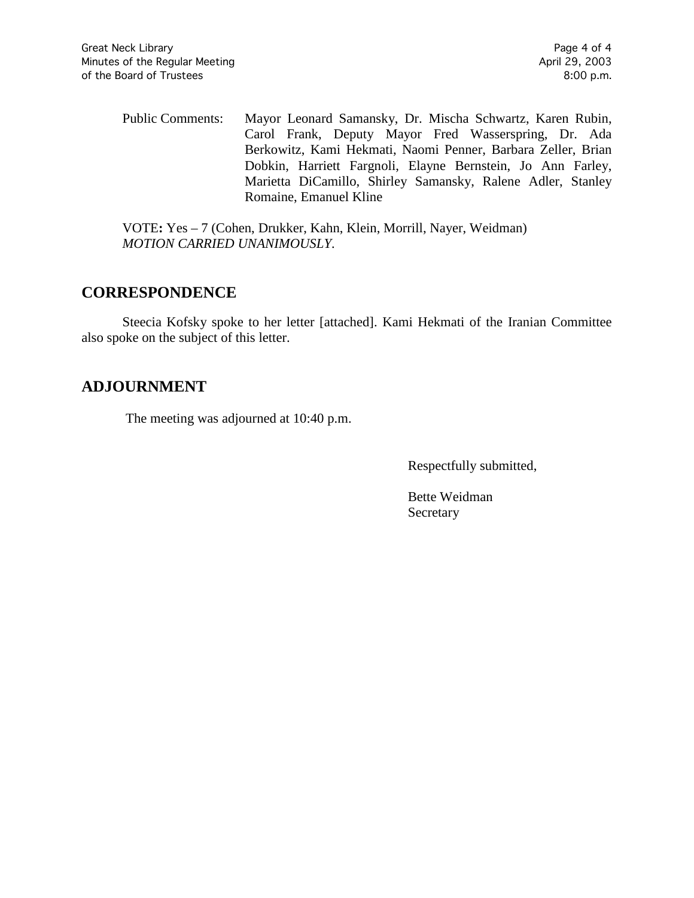Public Comments: Mayor Leonard Samansky, Dr. Mischa Schwartz, Karen Rubin, Carol Frank, Deputy Mayor Fred Wasserspring, Dr. Ada Berkowitz, Kami Hekmati, Naomi Penner, Barbara Zeller, Brian Dobkin, Harriett Fargnoli, Elayne Bernstein, Jo Ann Farley, Marietta DiCamillo, Shirley Samansky, Ralene Adler, Stanley Romaine, Emanuel Kline

VOTE**:** Yes – 7 (Cohen, Drukker, Kahn, Klein, Morrill, Nayer, Weidman)
*MOTION CARRIED UNANIMOUSLY.*

## CORRESPONDENCE

Steecia Kofsky spoke to her letter [attached]. Kami Hekmati of the Iranian Committee also spoke on the subject of this letter.

## ADJOURNMENT

The meeting was adjourned at 10:40 p.m.

Respectfully submitted,

Bette Weidman
Secretary